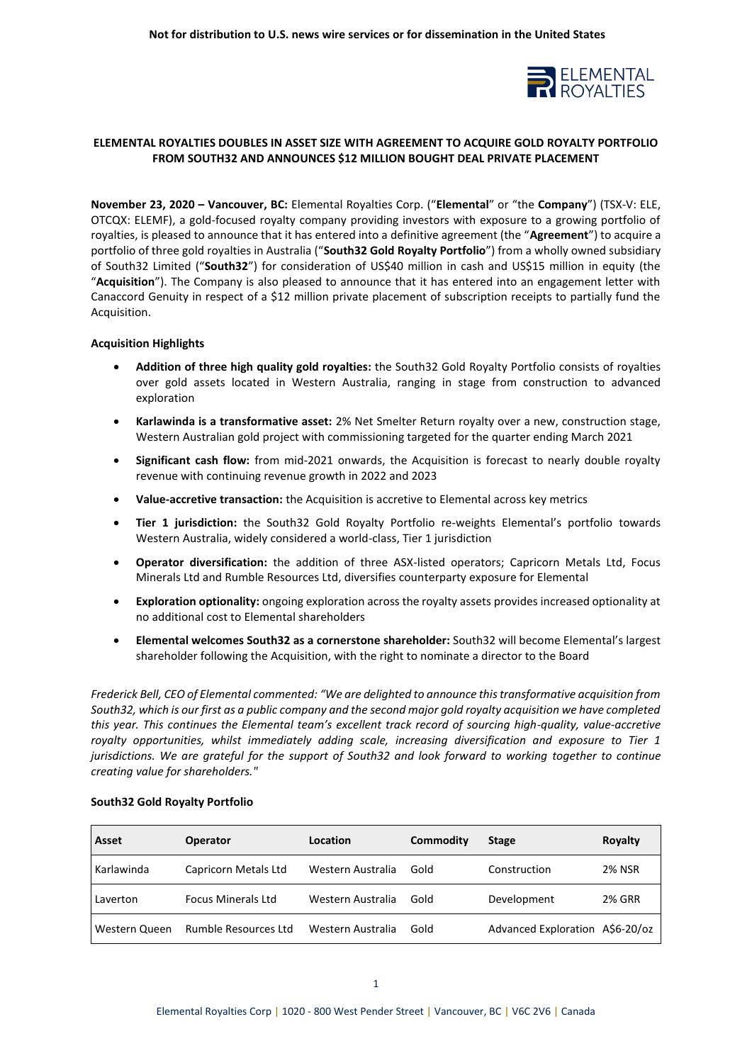**Not for distribution to U.S. news wire services or for dissemination in the United States**

# ELEMENTAL ROYALTIES DOUBLES IN ASSET SIZE WITH AGREEMENT TO ACQUIRE GOLD ROYALTY PORTFOLIO FROM SOUTH32 AND ANNOUNCES $12 MILLION BOUGHT DEAL PRIVATE PLACEMENT

**November 23, 2020 – Vancouver, BC:** Elemental Royalties Corp. ("**Elemental**" or "the **Company**") (TSX-V: ELE, OTCQX: ELEMF), a gold-focused royalty company providing investors with exposure to a growing portfolio of royalties, is pleased to announce that it has entered into a definitive agreement (the "**Agreement**") to acquire a portfolio of three gold royalties in Australia ("**South32 Gold Royalty Portfolio**") from a wholly owned subsidiary of South32 Limited ("**South32**") for consideration of US$40 million in cash and US$15 million in equity (the "**Acquisition**"). The Company is also pleased to announce that it has entered into an engagement letter with Canaccord Genuity in respect of a $12 million private placement of subscription receipts to partially fund the Acquisition.

**Acquisition Highlights**

- **Addition of three high quality gold royalties:** the South32 Gold Royalty Portfolio consists of royalties over gold assets located in Western Australia, ranging in stage from construction to advanced exploration
- **Karlawinda is a transformative asset:** 2% Net Smelter Return royalty over a new, construction stage, Western Australian gold project with commissioning targeted for the quarter ending March 2021
- **Significant cash flow:** from mid-2021 onwards, the Acquisition is forecast to nearly double royalty revenue with continuing revenue growth in 2022 and 2023
- **Value-accretive transaction:** the Acquisition is accretive to Elemental across key metrics
- **Tier 1 jurisdiction:** the South32 Gold Royalty Portfolio re-weights Elemental's portfolio towards Western Australia, widely considered a world-class, Tier 1 jurisdiction
- **Operator diversification:** the addition of three ASX-listed operators; Capricorn Metals Ltd, Focus Minerals Ltd and Rumble Resources Ltd, diversifies counterparty exposure for Elemental
- **Exploration optionality:** ongoing exploration across the royalty assets provides increased optionality at no additional cost to Elemental shareholders
- **Elemental welcomes South32 as a cornerstone shareholder:** South32 will become Elemental's largest shareholder following the Acquisition, with the right to nominate a director to the Board

*Frederick Bell, CEO of Elemental commented: "We are delighted to announce this transformative acquisition from South32, which is our first as a public company and the second major gold royalty acquisition we have completed this year. This continues the Elemental team's excellent track record of sourcing high-quality, value-accretive royalty opportunities, whilst immediately adding scale, increasing diversification and exposure to Tier 1 jurisdictions. We are grateful for the support of South32 and look forward to working together to continue creating value for shareholders."*

**South32 Gold Royalty Portfolio**

| Asset | Operator | Location | Commodity | Stage | Royalty |
|---|---|---|---|---|---|
| Karlawinda | Capricorn Metals Ltd | Western Australia | Gold | Construction | 2% NSR |
| Laverton | Focus Minerals Ltd | Western Australia | Gold | Development | 2% GRR |
| Western Queen | Rumble Resources Ltd | Western Australia | Gold | Advanced Exploration | A$6-20/oz |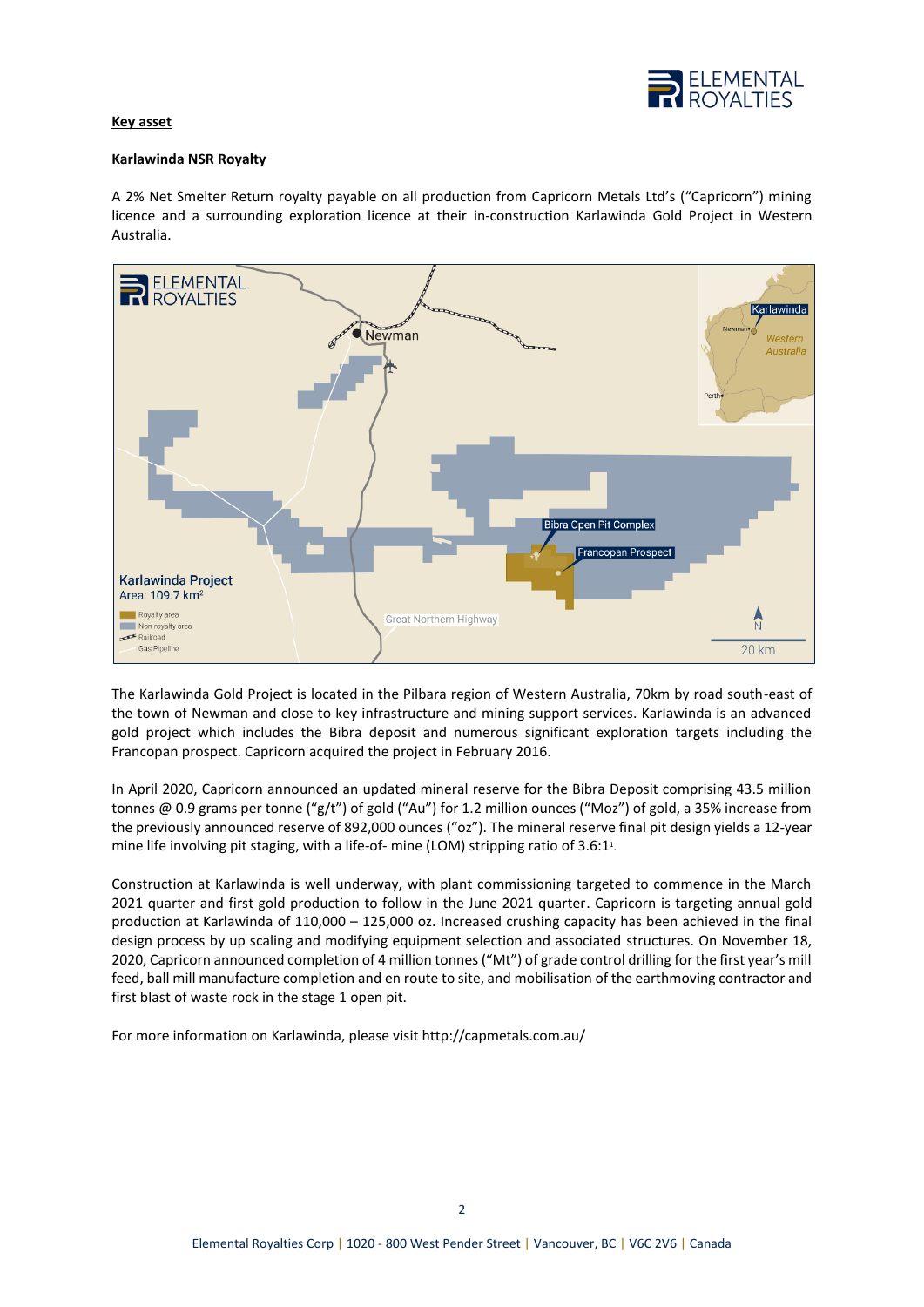**Key asset**

**Karlawinda NSR Royalty**

A 2% Net Smelter Return royalty payable on all production from Capricorn Metals Ltd's ("Capricorn") mining licence and a surrounding exploration licence at their in-construction Karlawinda Gold Project in Western Australia.

The Karlawinda Gold Project is located in the Pilbara region of Western Australia, 70km by road south-east of the town of Newman and close to key infrastructure and mining support services. Karlawinda is an advanced gold project which includes the Bibra deposit and numerous significant exploration targets including the Francopan prospect. Capricorn acquired the project in February 2016.

In April 2020, Capricorn announced an updated mineral reserve for the Bibra Deposit comprising 43.5 million tonnes @ 0.9 grams per tonne ("g/t") of gold ("Au") for 1.2 million ounces ("Moz") of gold, a 35% increase from the previously announced reserve of 892,000 ounces ("oz"). The mineral reserve final pit design yields a 12-year mine life involving pit staging, with a life-of- mine (LOM) stripping ratio of 3.6:1[1].

Construction at Karlawinda is well underway, with plant commissioning targeted to commence in the March 2021 quarter and first gold production to follow in the June 2021 quarter. Capricorn is targeting annual gold production at Karlawinda of 110,000 – 125,000 oz. Increased crushing capacity has been achieved in the final design process by up scaling and modifying equipment selection and associated structures. On November 18, 2020, Capricorn announced completion of 4 million tonnes ("Mt") of grade control drilling for the first year's mill feed, ball mill manufacture completion and en route to site, and mobilisation of the earthmoving contractor and first blast of waste rock in the stage 1 open pit.

For more information on Karlawinda, please visit http://capmetals.com.au/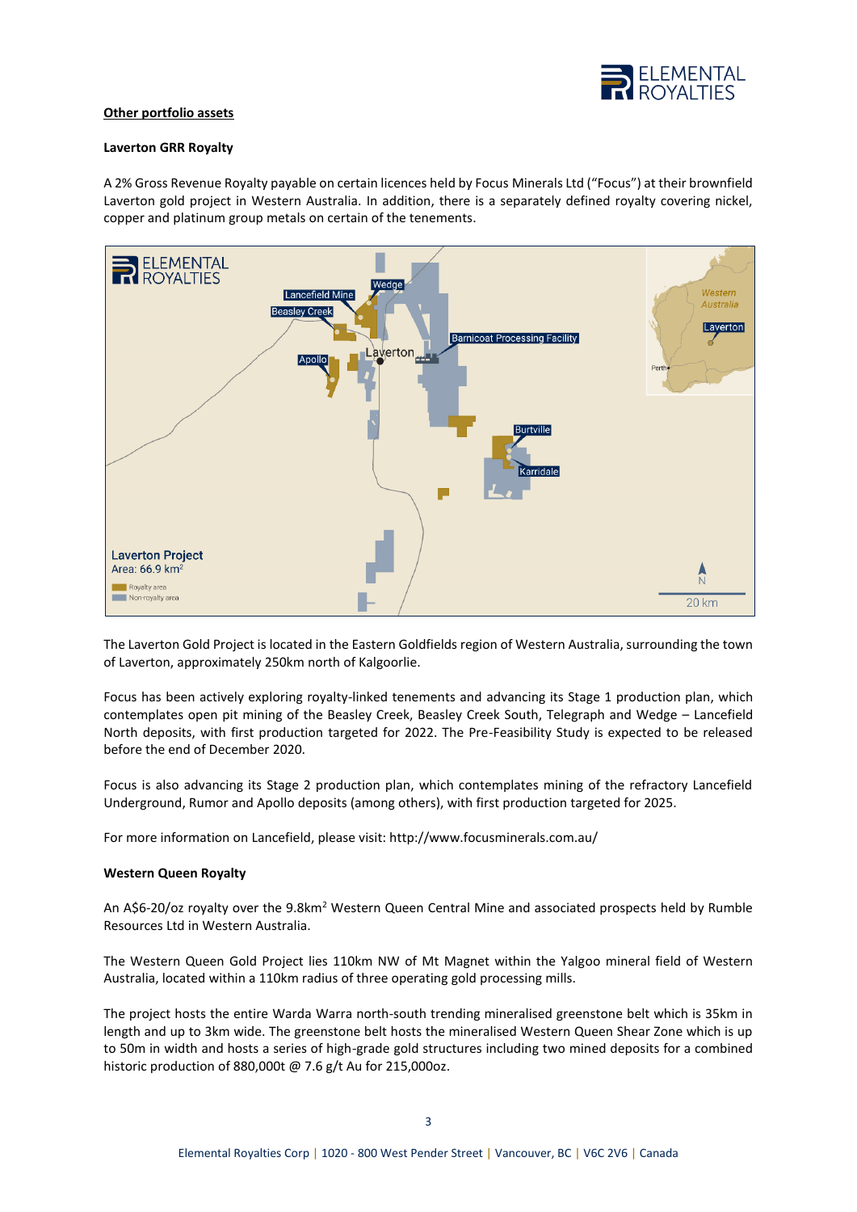## Other portfolio assets

### Laverton GRR Royalty

A 2% Gross Revenue Royalty payable on certain licences held by Focus Minerals Ltd ("Focus") at their brownfield Laverton gold project in Western Australia. In addition, there is a separately defined royalty covering nickel, copper and platinum group metals on certain of the tenements.

The Laverton Gold Project is located in the Eastern Goldfields region of Western Australia, surrounding the town of Laverton, approximately 250km north of Kalgoorlie.

Focus has been actively exploring royalty-linked tenements and advancing its Stage 1 production plan, which contemplates open pit mining of the Beasley Creek, Beasley Creek South, Telegraph and Wedge – Lancefield North deposits, with first production targeted for 2022. The Pre-Feasibility Study is expected to be released before the end of December 2020.

Focus is also advancing its Stage 2 production plan, which contemplates mining of the refractory Lancefield Underground, Rumor and Apollo deposits (among others), with first production targeted for 2025.

For more information on Lancefield, please visit: http://www.focusminerals.com.au/

### Western Queen Royalty

An A$6-20/oz royalty over the 9.8km$^2$ Western Queen Central Mine and associated prospects held by Rumble Resources Ltd in Western Australia.

The Western Queen Gold Project lies 110km NW of Mt Magnet within the Yalgoo mineral field of Western Australia, located within a 110km radius of three operating gold processing mills.

The project hosts the entire Warda Warra north-south trending mineralised greenstone belt which is 35km in length and up to 3km wide. The greenstone belt hosts the mineralised Western Queen Shear Zone which is up to 50m in width and hosts a series of high-grade gold structures including two mined deposits for a combined historic production of 880,000t @ 7.6 g/t Au for 215,000oz.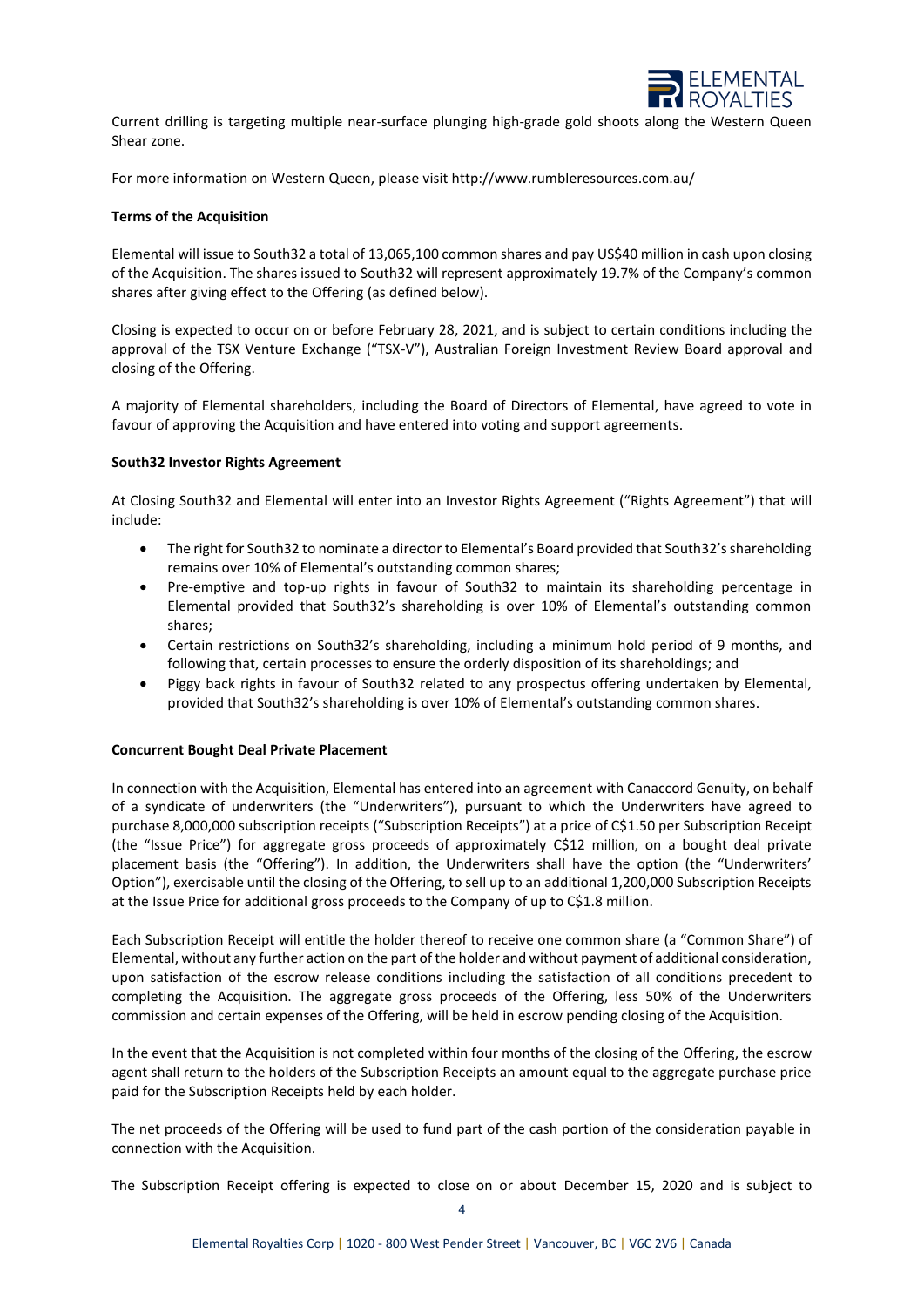Current drilling is targeting multiple near-surface plunging high-grade gold shoots along the Western Queen Shear zone.

For more information on Western Queen, please visit http://www.rumbleresources.com.au/

**Terms of the Acquisition**

Elemental will issue to South32 a total of 13,065,100 common shares and pay US$40 million in cash upon closing of the Acquisition. The shares issued to South32 will represent approximately 19.7% of the Company's common shares after giving effect to the Offering (as defined below).

Closing is expected to occur on or before February 28, 2021, and is subject to certain conditions including the approval of the TSX Venture Exchange ("TSX-V"), Australian Foreign Investment Review Board approval and closing of the Offering.

A majority of Elemental shareholders, including the Board of Directors of Elemental, have agreed to vote in favour of approving the Acquisition and have entered into voting and support agreements.

**South32 Investor Rights Agreement**

At Closing South32 and Elemental will enter into an Investor Rights Agreement ("Rights Agreement") that will include:

- The right for South32 to nominate a director to Elemental's Board provided that South32's shareholding remains over 10% of Elemental's outstanding common shares;
- Pre-emptive and top-up rights in favour of South32 to maintain its shareholding percentage in Elemental provided that South32's shareholding is over 10% of Elemental's outstanding common shares;
- Certain restrictions on South32's shareholding, including a minimum hold period of 9 months, and following that, certain processes to ensure the orderly disposition of its shareholdings; and
- Piggy back rights in favour of South32 related to any prospectus offering undertaken by Elemental, provided that South32's shareholding is over 10% of Elemental's outstanding common shares.

**Concurrent Bought Deal Private Placement**

In connection with the Acquisition, Elemental has entered into an agreement with Canaccord Genuity, on behalf of a syndicate of underwriters (the "Underwriters"), pursuant to which the Underwriters have agreed to purchase 8,000,000 subscription receipts ("Subscription Receipts") at a price of C$1.50 per Subscription Receipt (the "Issue Price") for aggregate gross proceeds of approximately C$12 million, on a bought deal private placement basis (the "Offering"). In addition, the Underwriters shall have the option (the "Underwriters' Option"), exercisable until the closing of the Offering, to sell up to an additional 1,200,000 Subscription Receipts at the Issue Price for additional gross proceeds to the Company of up to C$1.8 million.

Each Subscription Receipt will entitle the holder thereof to receive one common share (a "Common Share") of Elemental, without any further action on the part of the holder and without payment of additional consideration, upon satisfaction of the escrow release conditions including the satisfaction of all conditions precedent to completing the Acquisition. The aggregate gross proceeds of the Offering, less 50% of the Underwriters commission and certain expenses of the Offering, will be held in escrow pending closing of the Acquisition.

In the event that the Acquisition is not completed within four months of the closing of the Offering, the escrow agent shall return to the holders of the Subscription Receipts an amount equal to the aggregate purchase price paid for the Subscription Receipts held by each holder.

The net proceeds of the Offering will be used to fund part of the cash portion of the consideration payable in connection with the Acquisition.

The Subscription Receipt offering is expected to close on or about December 15, 2020 and is subject to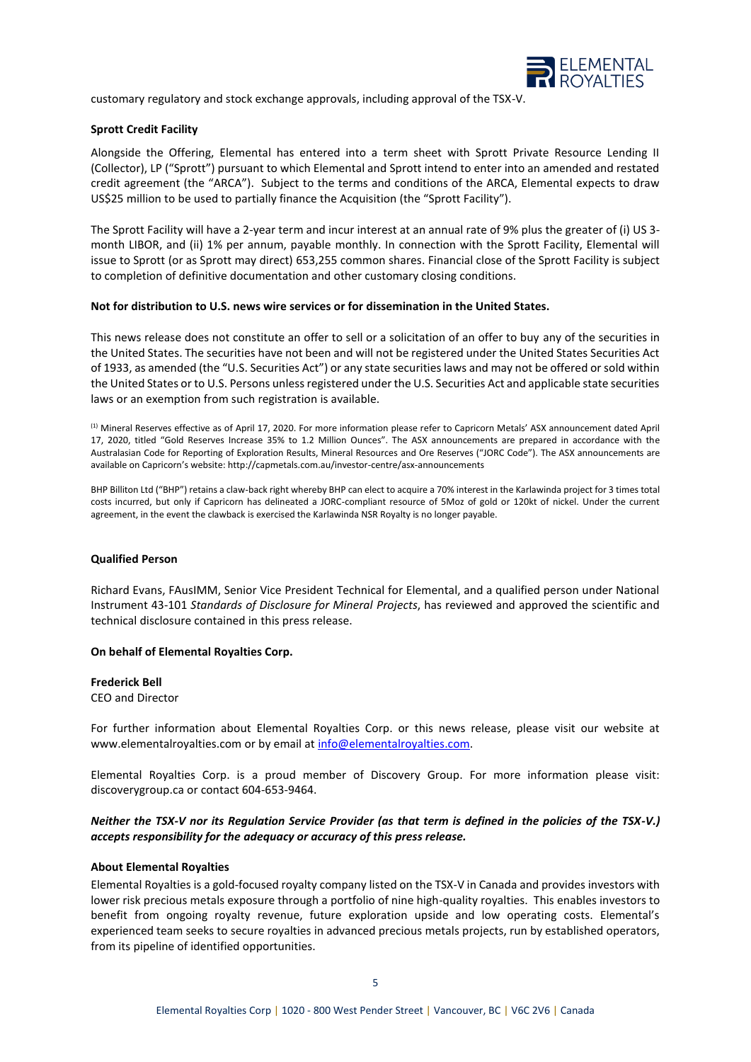customary regulatory and stock exchange approvals, including approval of the TSX-V.

**Sprott Credit Facility**

Alongside the Offering, Elemental has entered into a term sheet with Sprott Private Resource Lending II (Collector), LP ("Sprott") pursuant to which Elemental and Sprott intend to enter into an amended and restated credit agreement (the "ARCA"). Subject to the terms and conditions of the ARCA, Elemental expects to draw US$25 million to be used to partially finance the Acquisition (the "Sprott Facility").

The Sprott Facility will have a 2-year term and incur interest at an annual rate of 9% plus the greater of (i) US 3-month LIBOR, and (ii) 1% per annum, payable monthly. In connection with the Sprott Facility, Elemental will issue to Sprott (or as Sprott may direct) 653,255 common shares. Financial close of the Sprott Facility is subject to completion of definitive documentation and other customary closing conditions.

**Not for distribution to U.S. news wire services or for dissemination in the United States.**

This news release does not constitute an offer to sell or a solicitation of an offer to buy any of the securities in the United States. The securities have not been and will not be registered under the United States Securities Act of 1933, as amended (the "U.S. Securities Act") or any state securities laws and may not be offered or sold within the United States or to U.S. Persons unless registered under the U.S. Securities Act and applicable state securities laws or an exemption from such registration is available.

(1) Mineral Reserves effective as of April 17, 2020. For more information please refer to Capricorn Metals' ASX announcement dated April 17, 2020, titled "Gold Reserves Increase 35% to 1.2 Million Ounces". The ASX announcements are prepared in accordance with the Australasian Code for Reporting of Exploration Results, Mineral Resources and Ore Reserves ("JORC Code"). The ASX announcements are available on Capricorn's website: http://capmetals.com.au/investor-centre/asx-announcements

BHP Billiton Ltd ("BHP") retains a claw-back right whereby BHP can elect to acquire a 70% interest in the Karlawinda project for 3 times total costs incurred, but only if Capricorn has delineated a JORC-compliant resource of 5Moz of gold or 120kt of nickel. Under the current agreement, in the event the clawback is exercised the Karlawinda NSR Royalty is no longer payable.

**Qualified Person**

Richard Evans, FAusIMM, Senior Vice President Technical for Elemental, and a qualified person under National Instrument 43-101 *Standards of Disclosure for Mineral Projects*, has reviewed and approved the scientific and technical disclosure contained in this press release.

**On behalf of Elemental Royalties Corp.**

**Frederick Bell**
CEO and Director

For further information about Elemental Royalties Corp. or this news release, please visit our website at www.elementalroyalties.com or by email at info@elementalroyalties.com.

Elemental Royalties Corp. is a proud member of Discovery Group. For more information please visit: discoverygroup.ca or contact 604-653-9464.

***Neither the TSX-V nor its Regulation Service Provider (as that term is defined in the policies of the TSX-V.) accepts responsibility for the adequacy or accuracy of this press release.***

**About Elemental Royalties**

Elemental Royalties is a gold-focused royalty company listed on the TSX-V in Canada and provides investors with lower risk precious metals exposure through a portfolio of nine high-quality royalties. This enables investors to benefit from ongoing royalty revenue, future exploration upside and low operating costs. Elemental's experienced team seeks to secure royalties in advanced precious metals projects, run by established operators, from its pipeline of identified opportunities.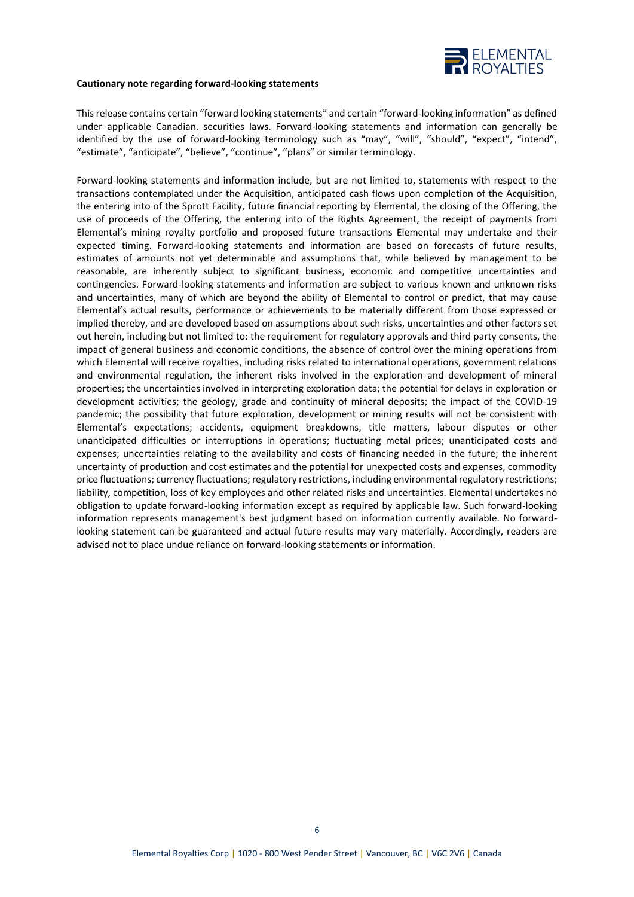**Cautionary note regarding forward-looking statements**

This release contains certain "forward looking statements" and certain "forward-looking information" as defined under applicable Canadian. securities laws. Forward-looking statements and information can generally be identified by the use of forward-looking terminology such as "may", "will", "should", "expect", "intend", "estimate", "anticipate", "believe", "continue", "plans" or similar terminology.

Forward-looking statements and information include, but are not limited to, statements with respect to the transactions contemplated under the Acquisition, anticipated cash flows upon completion of the Acquisition, the entering into of the Sprott Facility, future financial reporting by Elemental, the closing of the Offering, the use of proceeds of the Offering, the entering into of the Rights Agreement, the receipt of payments from Elemental's mining royalty portfolio and proposed future transactions Elemental may undertake and their expected timing. Forward-looking statements and information are based on forecasts of future results, estimates of amounts not yet determinable and assumptions that, while believed by management to be reasonable, are inherently subject to significant business, economic and competitive uncertainties and contingencies. Forward-looking statements and information are subject to various known and unknown risks and uncertainties, many of which are beyond the ability of Elemental to control or predict, that may cause Elemental's actual results, performance or achievements to be materially different from those expressed or implied thereby, and are developed based on assumptions about such risks, uncertainties and other factors set out herein, including but not limited to: the requirement for regulatory approvals and third party consents, the impact of general business and economic conditions, the absence of control over the mining operations from which Elemental will receive royalties, including risks related to international operations, government relations and environmental regulation, the inherent risks involved in the exploration and development of mineral properties; the uncertainties involved in interpreting exploration data; the potential for delays in exploration or development activities; the geology, grade and continuity of mineral deposits; the impact of the COVID-19 pandemic; the possibility that future exploration, development or mining results will not be consistent with Elemental's expectations; accidents, equipment breakdowns, title matters, labour disputes or other unanticipated difficulties or interruptions in operations; fluctuating metal prices; unanticipated costs and expenses; uncertainties relating to the availability and costs of financing needed in the future; the inherent uncertainty of production and cost estimates and the potential for unexpected costs and expenses, commodity price fluctuations; currency fluctuations; regulatory restrictions, including environmental regulatory restrictions; liability, competition, loss of key employees and other related risks and uncertainties. Elemental undertakes no obligation to update forward-looking information except as required by applicable law. Such forward-looking information represents management's best judgment based on information currently available. No forward-looking statement can be guaranteed and actual future results may vary materially. Accordingly, readers are advised not to place undue reliance on forward-looking statements or information.